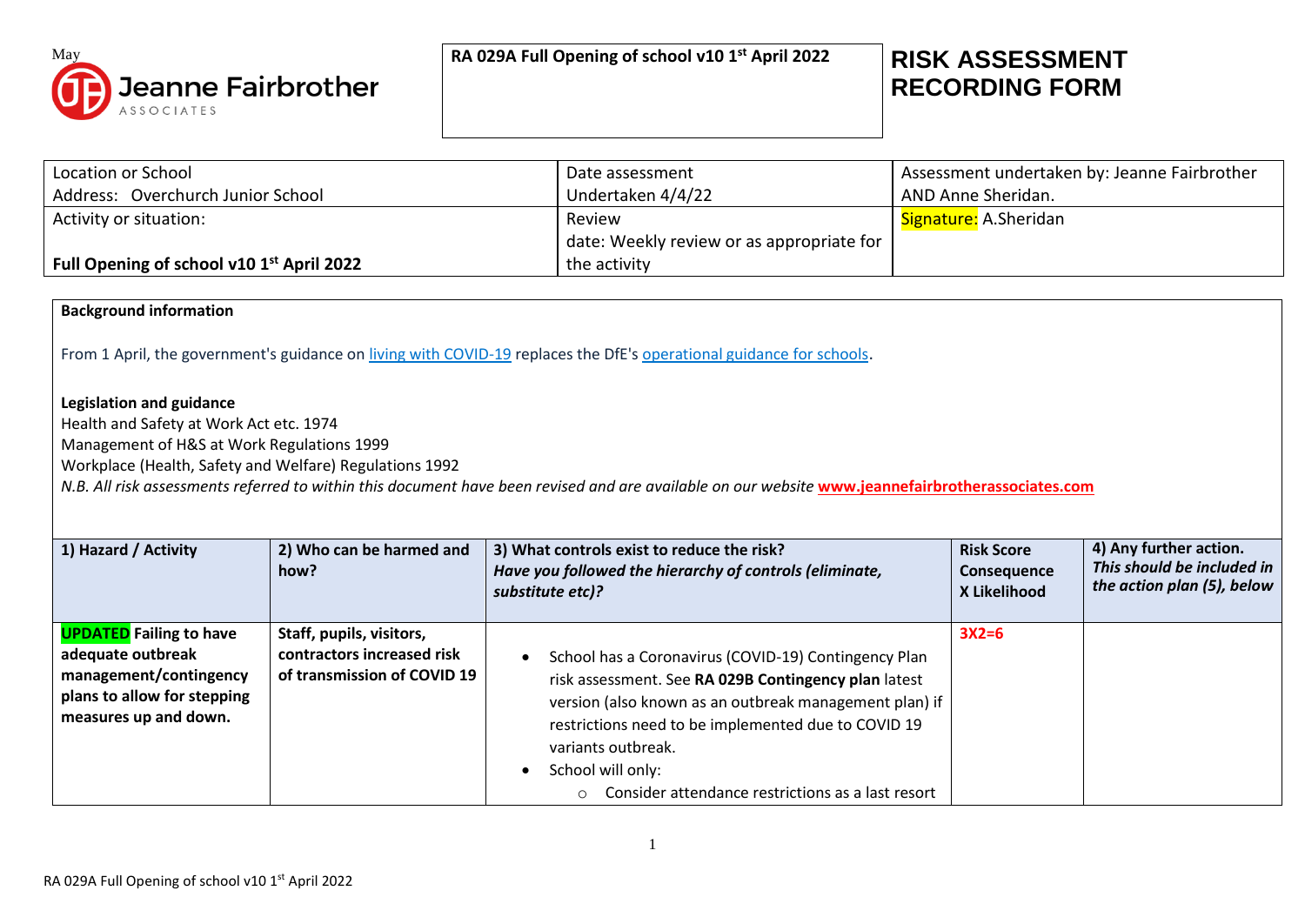May

Jeanne Fairbrother ASSOCIATES

RA 029A Full Opening of school v10 1st April 2022

# RISK ASSESSMENT RECORDING FORM

| Location or School<br>Address: Overchurch Junior School | Date assessment<br>Undertaken 4/4/22 | Assessment undertaken by: Jeanne Fairbrother AND Anne Sheridan. |
|---|---|---|
| Activity or situation:<br><br>**Full Opening of school v10 1st April 2022** | Review<br>date: Weekly review or as appropriate for the activity | Signature: A.Sheridan |

**Background information**

From 1 April, the government's guidance on living with COVID-19 replaces the DfE's operational guidance for schools.

**Legislation and guidance**

Health and Safety at Work Act etc. 1974
Management of H&S at Work Regulations 1999
Workplace (Health, Safety and Welfare) Regulations 1992
*N.B. All risk assessments referred to within this document have been revised and are available on our website* **www.jeannefairbrotherassociates.com**

| 1) Hazard / Activity | 2) Who can be harmed and how? | 3) What controls exist to reduce the risk? *Have you followed the hierarchy of controls (eliminate, substitute etc)?* | Risk Score Consequence X Likelihood | 4) Any further action. *This should be included in the action plan (5), below* |
|---|---|---|---|---|
| **UPDATED Failing to have adequate outbreak management/contingency plans to allow for stepping measures up and down.** | **Staff, pupils, visitors, contractors increased risk of transmission of COVID 19** | • School has a Coronavirus (COVID-19) Contingency Plan risk assessment. See **RA 029B Contingency plan** latest version (also known as an outbreak management plan) if restrictions need to be implemented due to COVID 19 variants outbreak.<br>• School will only:<br>&nbsp;&nbsp;&nbsp;&nbsp;○ Consider attendance restrictions as a last resort | 3X2=6 | |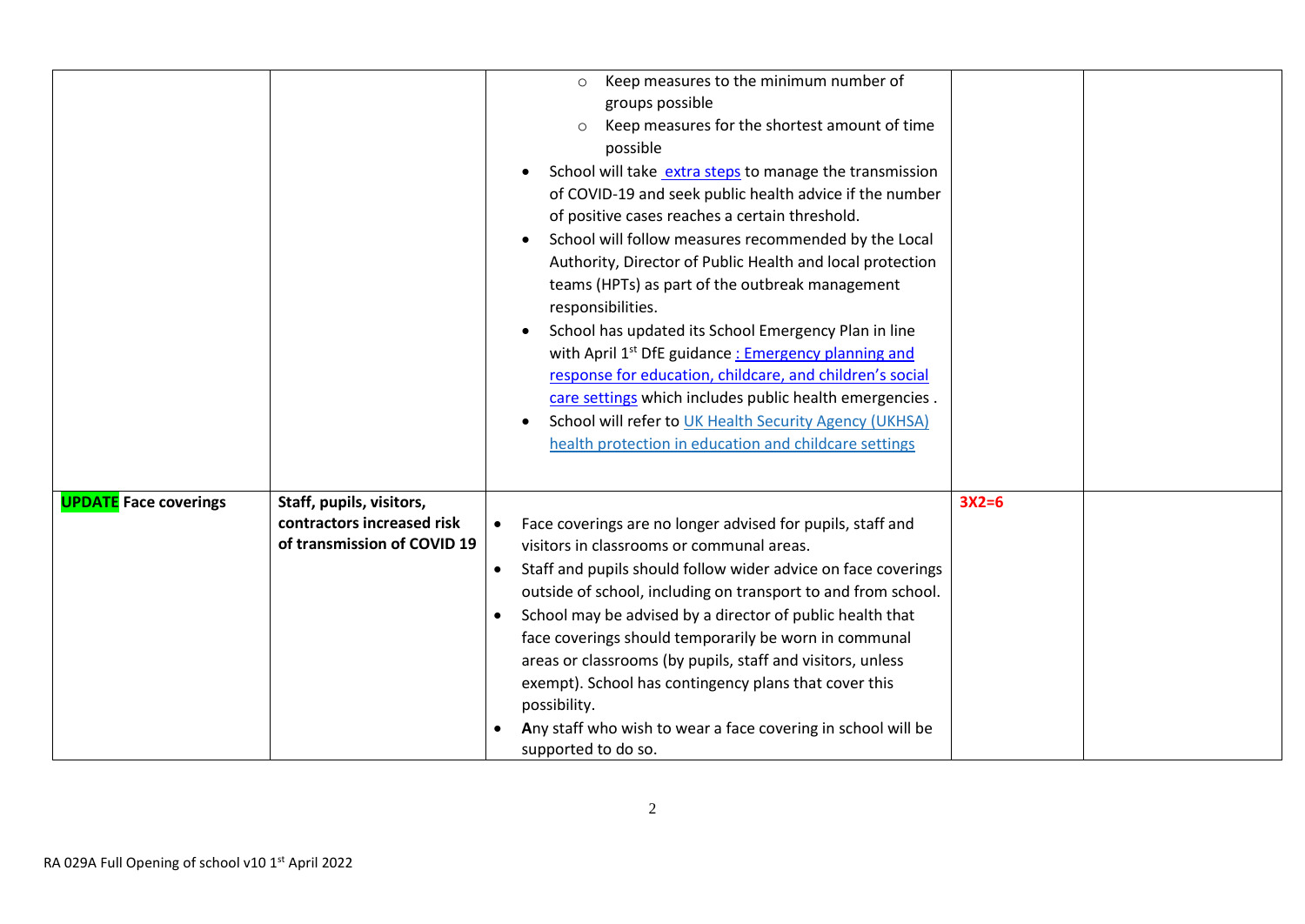| | | | | |
|---|---|---|---|---|
| | | ◦ Keep measures to the minimum number of groups possible<br>◦ Keep measures for the shortest amount of time possible<br>• School will take [extra steps] to manage the transmission of COVID-19 and seek public health advice if the number of positive cases reaches a certain threshold.<br>• School will follow measures recommended by the Local Authority, Director of Public Health and local protection teams (HPTs) as part of the outbreak management responsibilities.<br>• School has updated its School Emergency Plan in line with April 1st DfE guidance : Emergency planning and response for education, childcare, and children's social care settings which includes public health emergencies .<br>• School will refer to UK Health Security Agency (UKHSA) health protection in education and childcare settings | | |
| **UPDATE Face coverings** | **Staff, pupils, visitors, contractors increased risk of transmission of COVID 19** | • Face coverings are no longer advised for pupils, staff and visitors in classrooms or communal areas.<br>• Staff and pupils should follow wider advice on face coverings outside of school, including on transport to and from school.<br>• School may be advised by a director of public health that face coverings should temporarily be worn in communal areas or classrooms (by pupils, staff and visitors, unless exempt). School has contingency plans that cover this possibility.<br>• **A**ny staff who wish to wear a face covering in school will be supported to do so. | **3X2=6** | |

RA 029A Full Opening of school v10 1st April 2022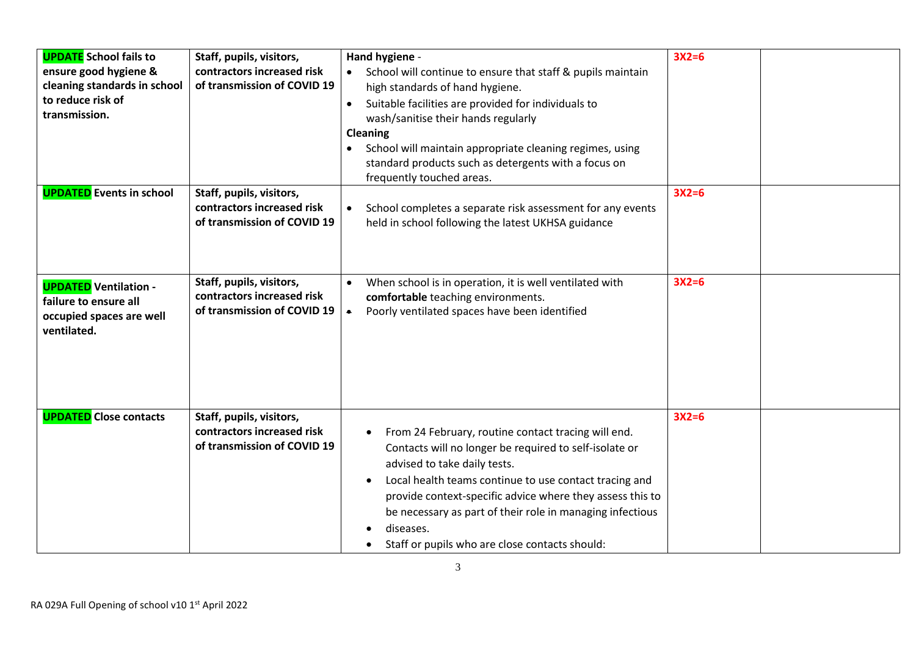| | | | | |
|---|---|---|---|---|
| **UPDATE School fails to ensure good hygiene & cleaning standards in school to reduce risk of transmission.** | **Staff, pupils, visitors, contractors increased risk of transmission of COVID 19** | **Hand hygiene** -<br>• School will continue to ensure that staff & pupils maintain high standards of hand hygiene.<br>• Suitable facilities are provided for individuals to wash/sanitise their hands regularly<br>**Cleaning**<br>• School will maintain appropriate cleaning regimes, using standard products such as detergents with a focus on frequently touched areas. | **3X2=6** | |
| **UPDATED Events in school** | **Staff, pupils, visitors, contractors increased risk of transmission of COVID 19** | • School completes a separate risk assessment for any events held in school following the latest UKHSA guidance | **3X2=6** | |
| **UPDATED Ventilation - failure to ensure all occupied spaces are well ventilated.** | **Staff, pupils, visitors, contractors increased risk of transmission of COVID 19** | • When school is in operation, it is well ventilated with **comfortable** teaching environments.<br>• Poorly ventilated spaces have been identified | **3X2=6** | |
| **UPDATED Close contacts** | **Staff, pupils, visitors, contractors increased risk of transmission of COVID 19** | • From 24 February, routine contact tracing will end. Contacts will no longer be required to self-isolate or advised to take daily tests.<br>• Local health teams continue to use contact tracing and provide context-specific advice where they assess this to be necessary as part of their role in managing infectious<br>• diseases.<br>• Staff or pupils who are close contacts should: | **3X2=6** | |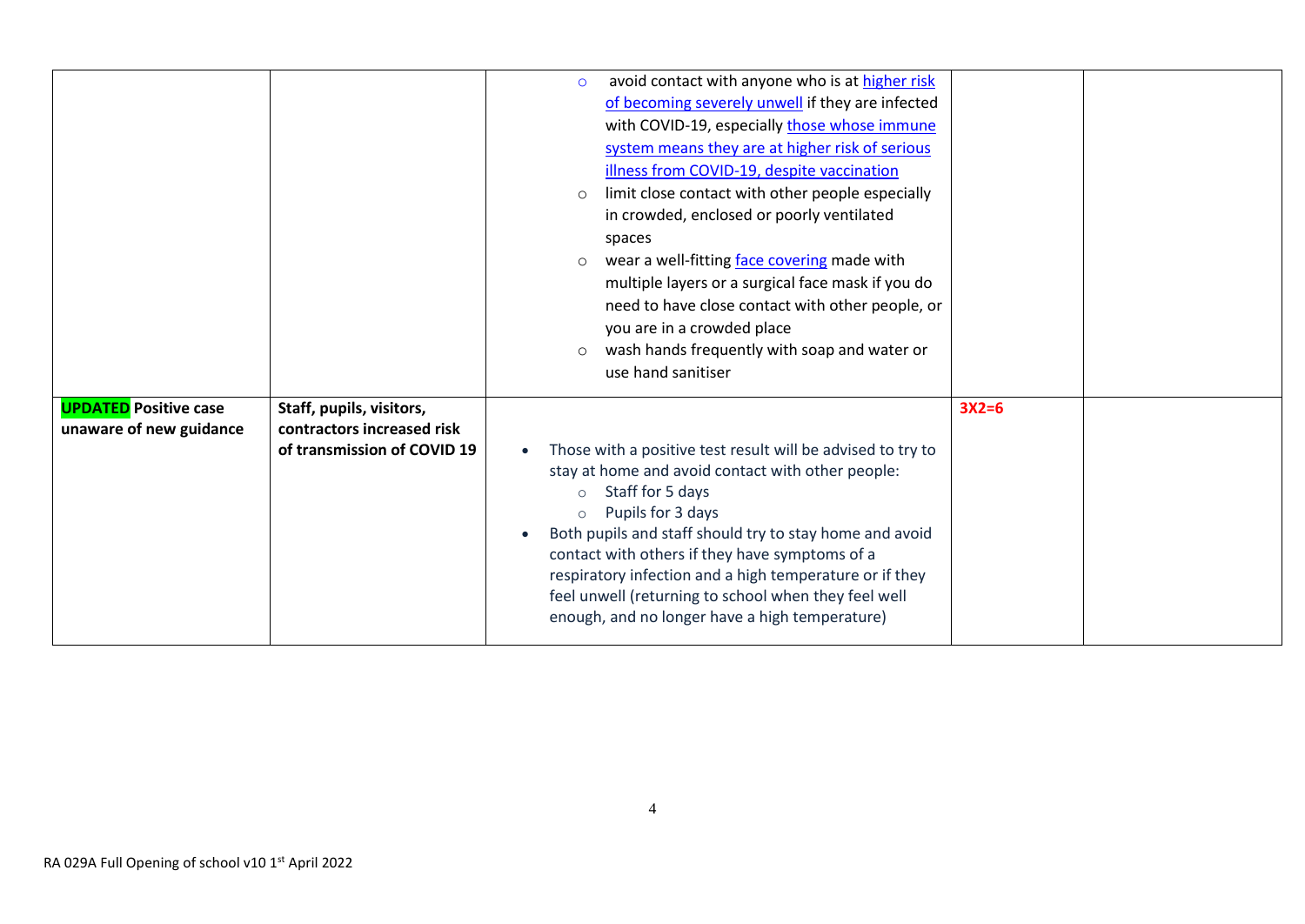| | | | | |
|---|---|---|---|---|
| | | ◦ avoid contact with anyone who is at higher risk of becoming severely unwell if they are infected with COVID-19, especially those whose immune system means they are at higher risk of serious illness from COVID-19, despite vaccination<br>◦ limit close contact with other people especially in crowded, enclosed or poorly ventilated spaces<br>◦ wear a well-fitting face covering made with multiple layers or a surgical face mask if you do need to have close contact with other people, or you are in a crowded place<br>◦ wash hands frequently with soap and water or use hand sanitiser | | |
| **UPDATED Positive case unaware of new guidance** | **Staff, pupils, visitors, contractors increased risk of transmission of COVID 19** | • Those with a positive test result will be advised to try to stay at home and avoid contact with other people:<br>◦ Staff for 5 days<br>◦ Pupils for 3 days<br>• Both pupils and staff should try to stay home and avoid contact with others if they have symptoms of a respiratory infection and a high temperature or if they feel unwell (returning to school when they feel well enough, and no longer have a high temperature) | **3X2=6** | |

RA 029A Full Opening of school v10 1st April 2022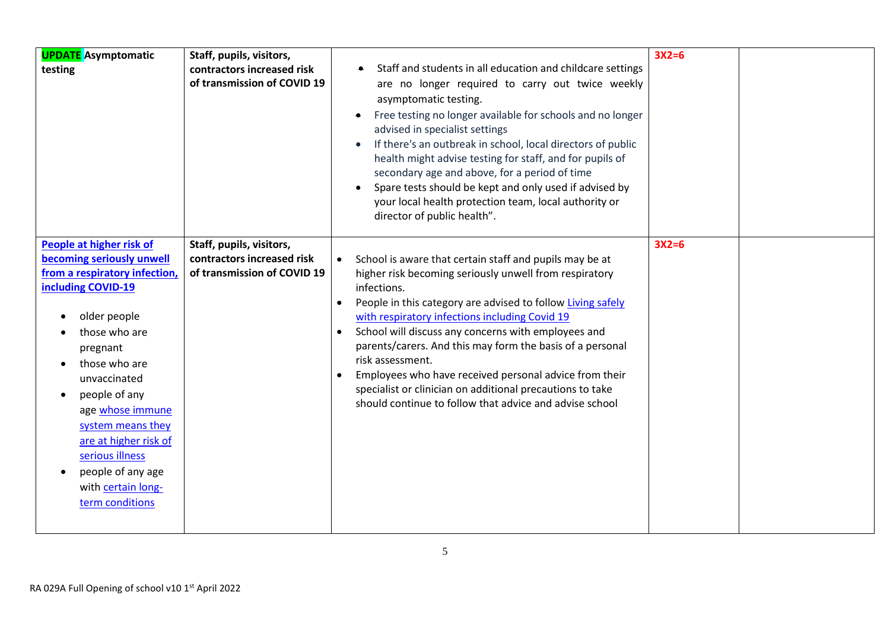| | | | | |
|---|---|---|---|---|
| **UPDATE Asymptomatic testing** | **Staff, pupils, visitors, contractors increased risk of transmission of COVID 19** | • Staff and students in all education and childcare settings are no longer required to carry out twice weekly asymptomatic testing.<br>• Free testing no longer available for schools and no longer advised in specialist settings<br>• If there's an outbreak in school, local directors of public health might advise testing for staff, and for pupils of secondary age and above, for a period of time<br>• Spare tests should be kept and only used if advised by your local health protection team, local authority or director of public health". | **3X2=6** | |
| **People at higher risk of becoming seriously unwell from a respiratory infection, including COVID-19**<br><br>• older people<br>• those who are pregnant<br>• those who are unvaccinated<br>• people of any age whose immune system means they are at higher risk of serious illness<br>• people of any age with certain long-term conditions | **Staff, pupils, visitors, contractors increased risk of transmission of COVID 19** | • School is aware that certain staff and pupils may be at higher risk becoming seriously unwell from respiratory infections.<br>• People in this category are advised to follow Living safely with respiratory infections including Covid 19<br>• School will discuss any concerns with employees and parents/carers. And this may form the basis of a personal risk assessment.<br>• Employees who have received personal advice from their specialist or clinician on additional precautions to take should continue to follow that advice and advise school | **3X2=6** | |

RA 029A Full Opening of school v10 1st April 2022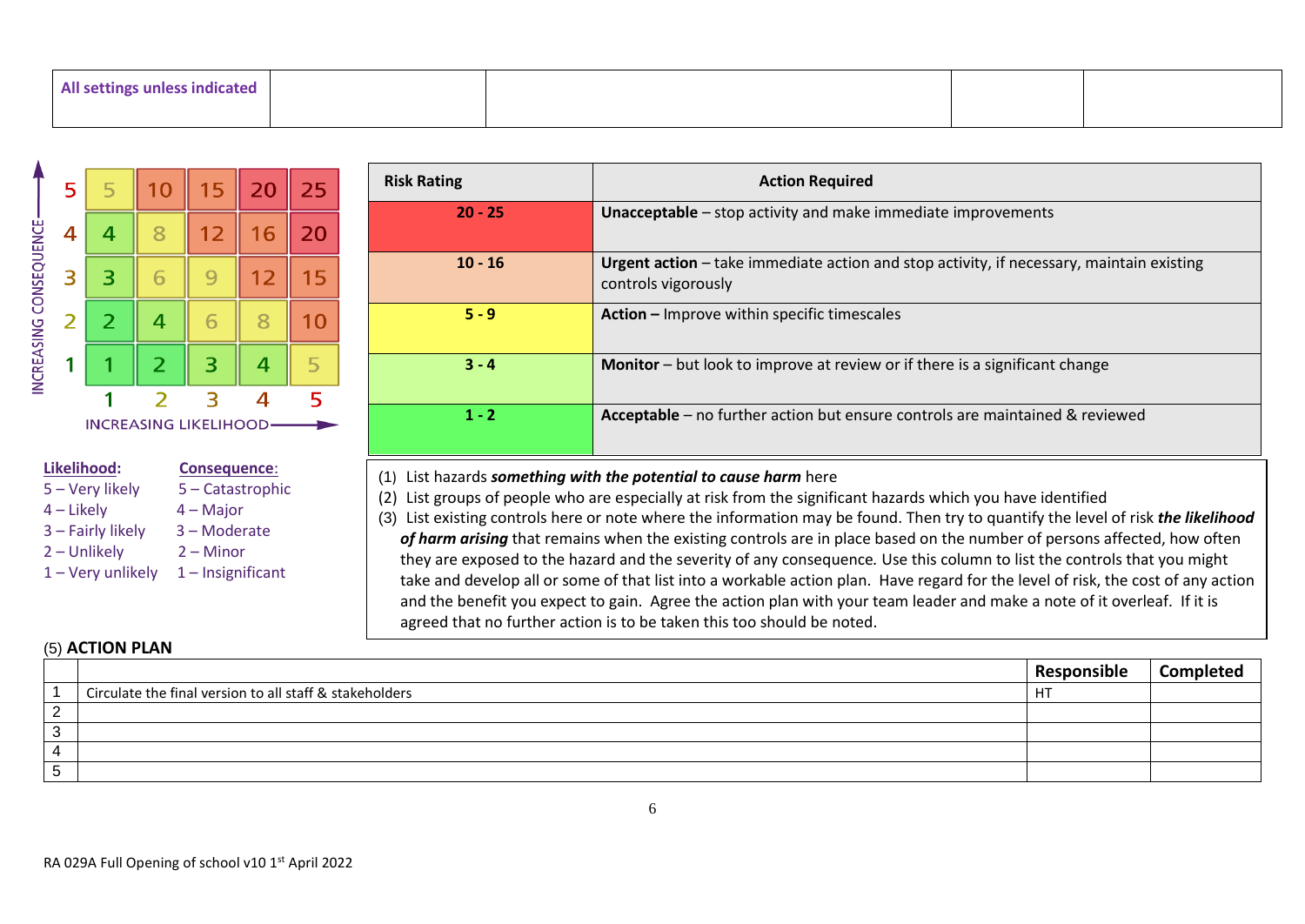| All settings unless indicated | | | | |
|---|---|---|---|---|

| INCREASING CONSEQUENCE | | | | | |
|---|---|---|---|---|---|
| 5 | 5 | 10 | 15 | 20 | 25 |
| 4 | 4 | 8 | 12 | 16 | 20 |
| 3 | 3 | 6 | 9 | 12 | 15 |
| 2 | 2 | 4 | 6 | 8 | 10 |
| 1 | 1 | 2 | 3 | 4 | 5 |
| | 1 | 2 | 3 | 4 | 5 |
| | INCREASING LIKELIHOOD | | | | |

**Likelihood:**
5 – Very likely
4 – Likely
3 – Fairly likely
2 – Unlikely
1 – Very unlikely

**Consequence:**
5 – Catastrophic
4 – Major
3 – Moderate
2 – Minor
1 – Insignificant

| Risk Rating | Action Required |
|---|---|
| **20 - 25** | **Unacceptable** – stop activity and make immediate improvements |
| **10 - 16** | **Urgent action** – take immediate action and stop activity, if necessary, maintain existing controls vigorously |
| **5 - 9** | **Action –** Improve within specific timescales |
| **3 - 4** | **Monitor** – but look to improve at review or if there is a significant change |
| **1 - 2** | **Acceptable** – no further action but ensure controls are maintained & reviewed |

(1) List hazards ***something with the potential to cause harm*** here
(2) List groups of people who are especially at risk from the significant hazards which you have identified
(3) List existing controls here or note where the information may be found. Then try to quantify the level of risk ***the likelihood of harm arising*** that remains when the existing controls are in place based on the number of persons affected, how often they are exposed to the hazard and the severity of any consequence. Use this column to list the controls that you might take and develop all or some of that list into a workable action plan. Have regard for the level of risk, the cost of any action and the benefit you expect to gain. Agree the action plan with your team leader and make a note of it overleaf. If it is agreed that no further action is to be taken this too should be noted.

(5) **ACTION PLAN**

| | | Responsible | Completed |
|---|---|---|---|
| 1 | Circulate the final version to all staff & stakeholders | HT | |
| 2 | | | |
| 3 | | | |
| 4 | | | |
| 5 | | | |

RA 029A Full Opening of school v10 1st April 2022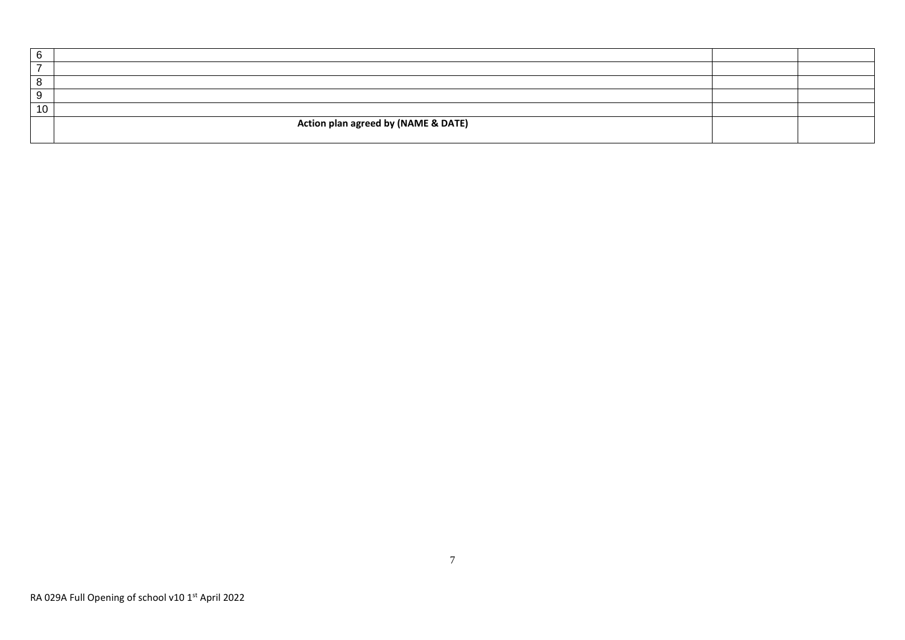| | | | |
|---|---|---|---|
| 6 | | | |
| 7 | | | |
| 8 | | | |
| 9 | | | |
| 10 | | | |
| | **Action plan agreed by (NAME & DATE)** | | |

RA 029A Full Opening of school v10 1st April 2022